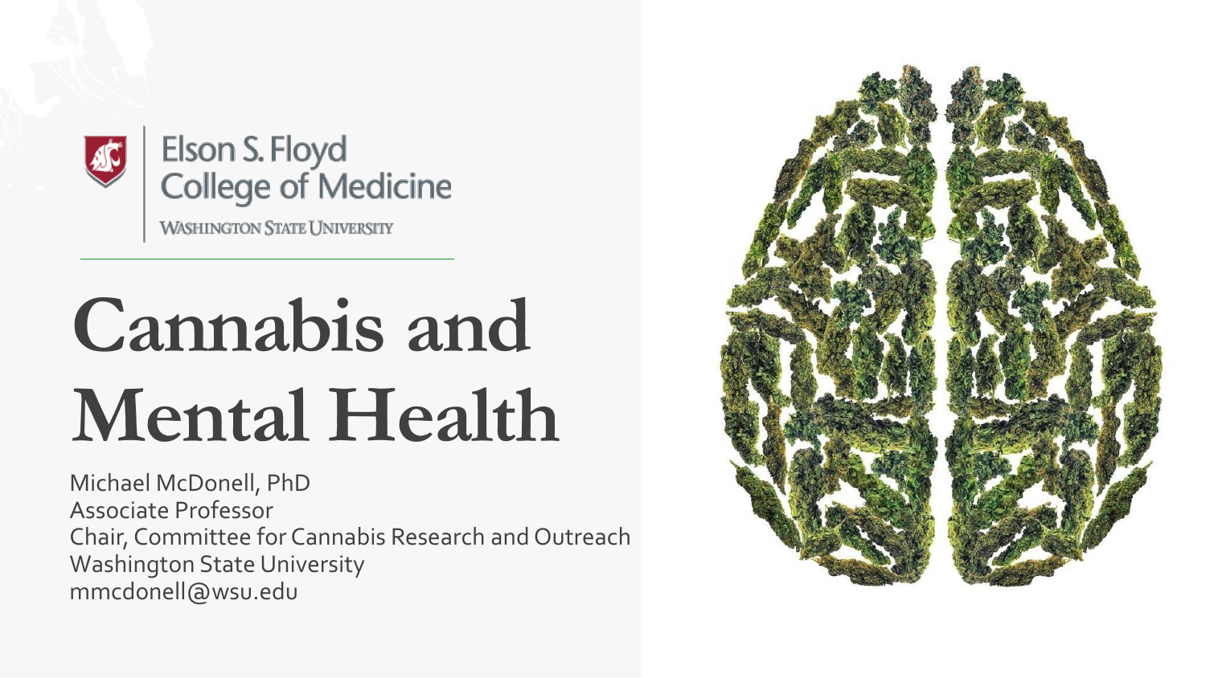Elson S. Floyd College of Medicine

WASHINGTON STATE UNIVERSITY

# Cannabis and Mental Health

Michael McDonell, PhD
Associate Professor
Chair, Committee for Cannabis Research and Outreach
Washington State University
mmcdonell@wsu.edu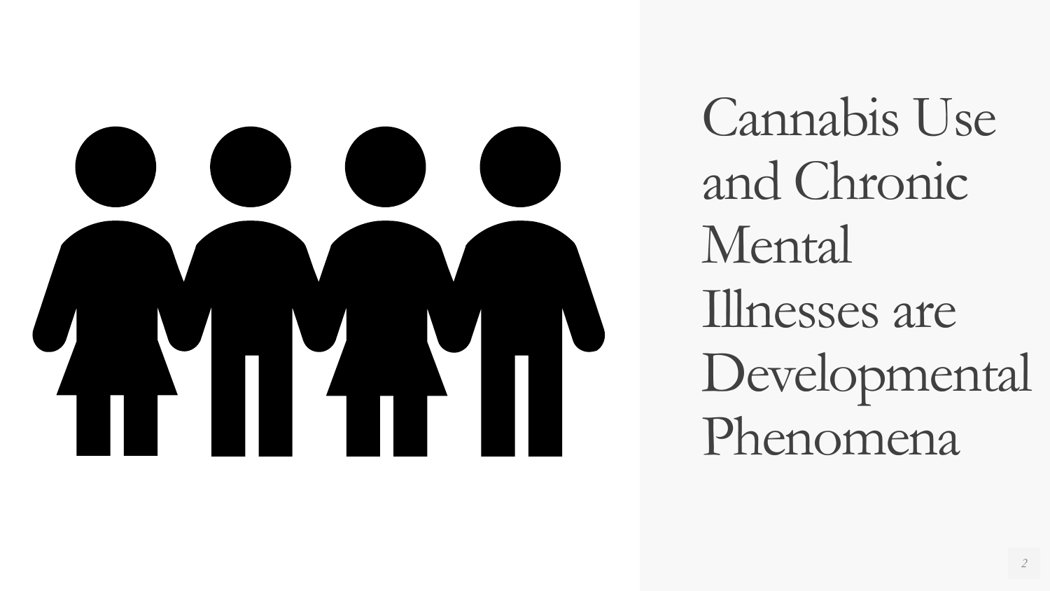# Cannabis Use and Chronic Mental Illnesses are Developmental Phenomena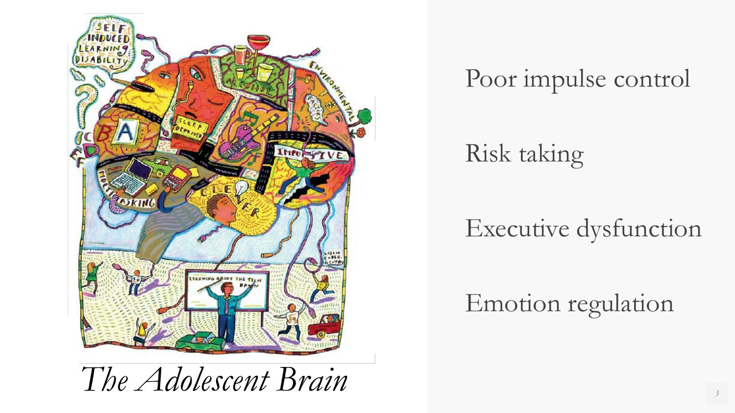*The Adolescent Brain*

Poor impulse control

Risk taking

Executive dysfunction

Emotion regulation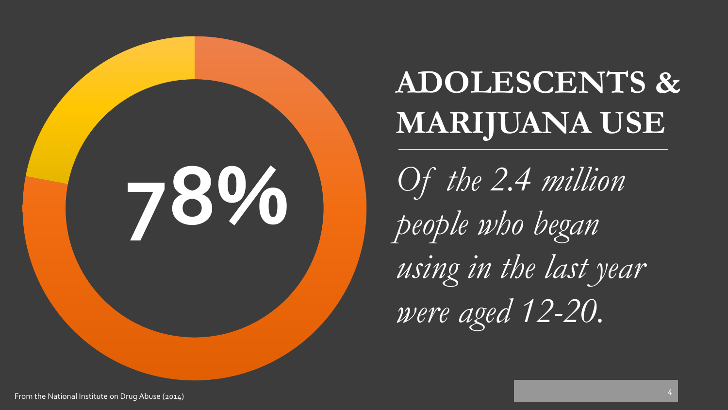# ADOLESCENTS & MARIJUANA USE

**78%**

*Of the 2.4 million people who began using in the last year were aged 12-20.*

From the National Institute on Drug Abuse (2014)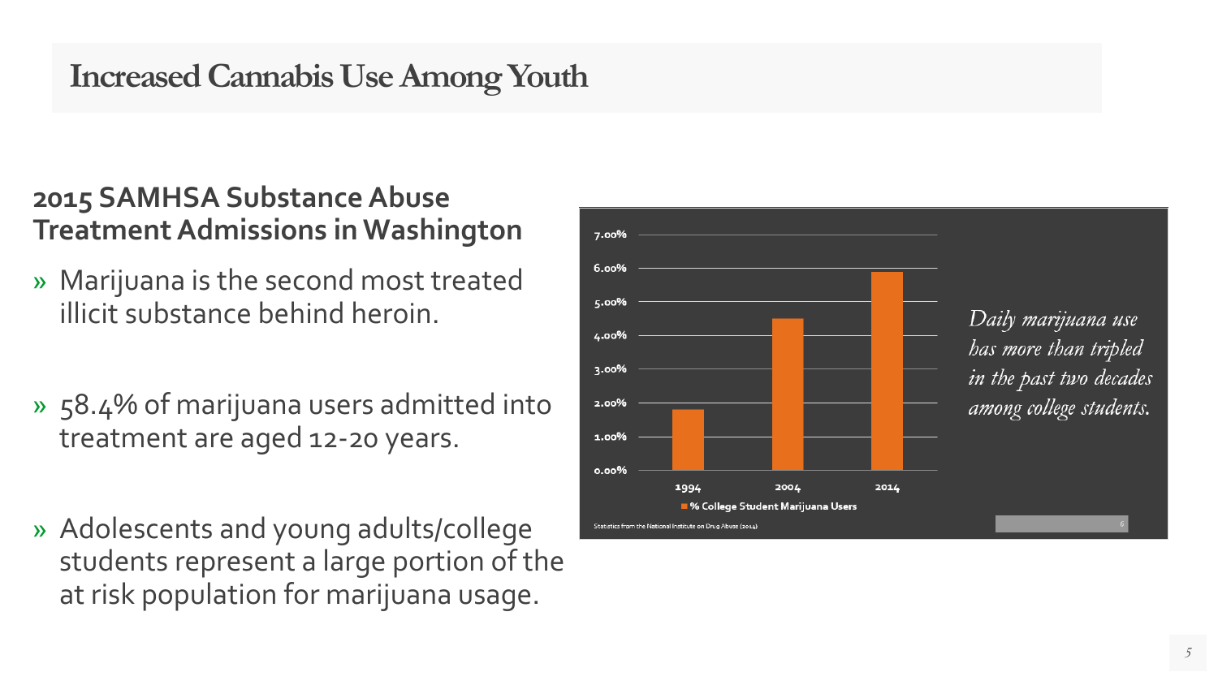# Increased Cannabis Use Among Youth

### 2015 SAMHSA Substance Abuse Treatment Admissions in Washington

- Marijuana is the second most treated illicit substance behind heroin.
- 58.4% of marijuana users admitted into treatment are aged 12-20 years.
- Adolescents and young adults/college students represent a large portion of the at risk population for marijuana usage.

| Year | % College Student Marijuana Users |
|---|---|
| 1994 | ~1.8% |
| 2004 | ~4.5% |
| 2014 | ~5.9% |

*Daily marijuana use has more than tripled in the past two decades among college students.*

Statistics from the National Institute on Drug Abuse (2014)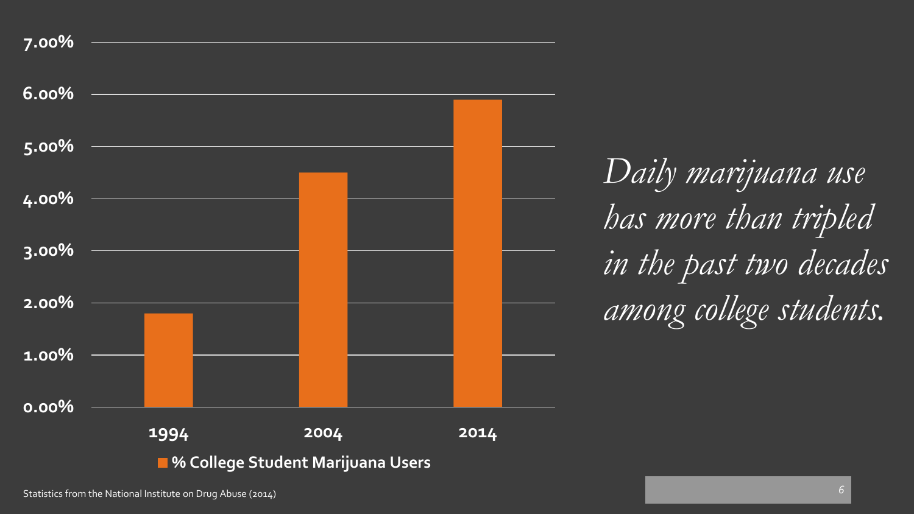| Year | % College Student Marijuana Users |
| --- | --- |
| 1994 | ~1.8% |
| 2004 | ~4.5% |
| 2014 | ~5.9% |

*Daily marijuana use has more than tripled in the past two decades among college students.*

Statistics from the National Institute on Drug Abuse (2014)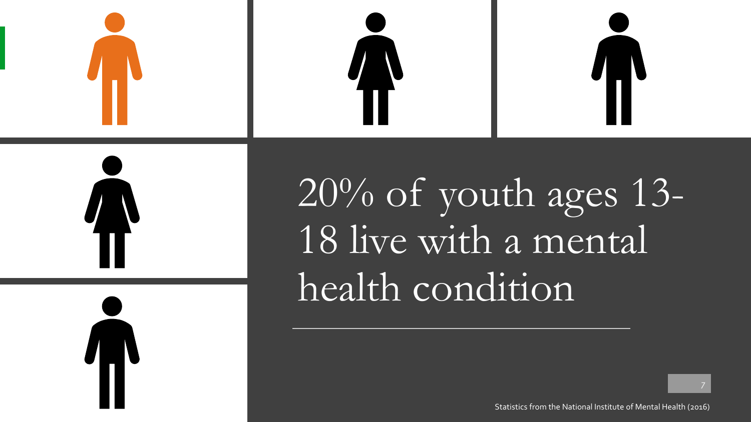# 20% of youth ages 13-18 live with a mental health condition

Statistics from the National Institute of Mental Health (2016)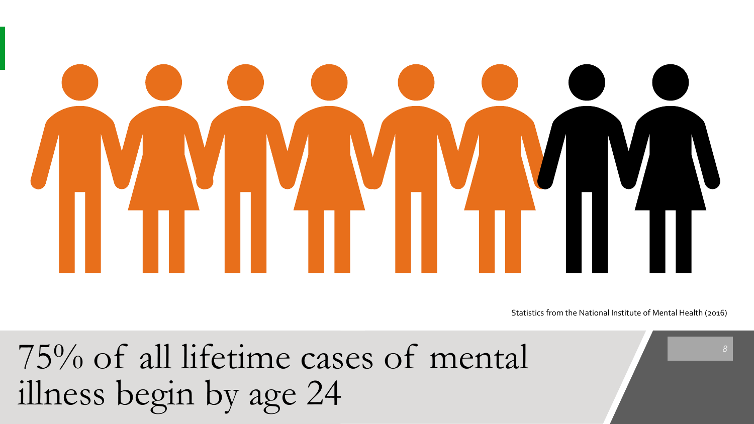Statistics from the National Institute of Mental Health (2016)

# 75% of all lifetime cases of mental illness begin by age 24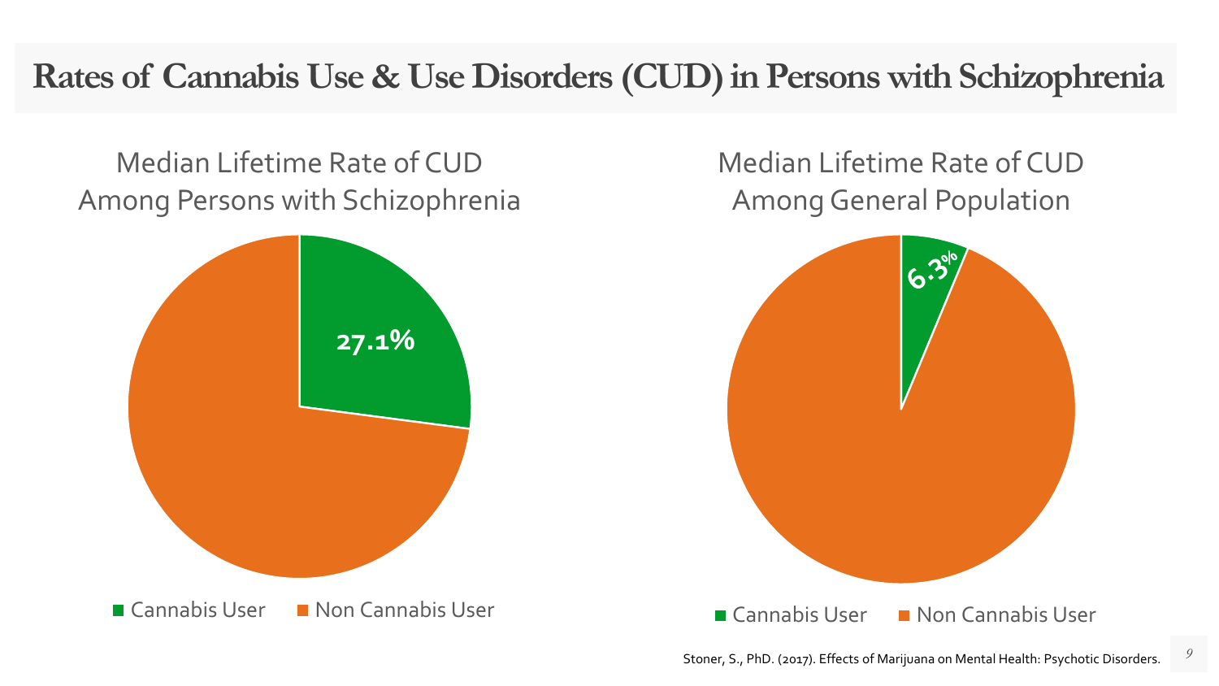# Rates of Cannabis Use & Use Disorders (CUD) in Persons with Schizophrenia

## Median Lifetime Rate of CUD Among Persons with Schizophrenia

27.1%

Cannabis User | Non Cannabis User

## Median Lifetime Rate of CUD Among General Population

6.3%

Cannabis User | Non Cannabis User

Stoner, S., PhD. (2017). Effects of Marijuana on Mental Health: Psychotic Disorders.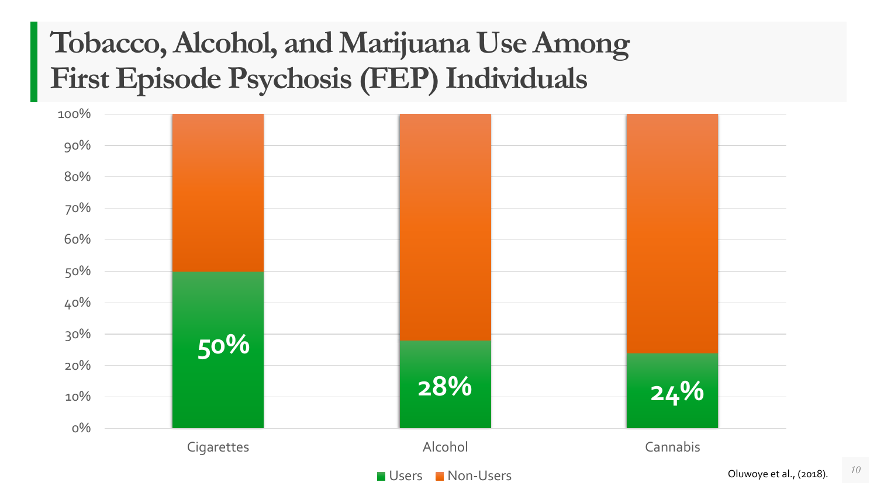# Tobacco, Alcohol, and Marijuana Use Among First Episode Psychosis (FEP) Individuals

| | Users | Non-Users |
|---|---|---|
| Cigarettes | 50% | |
| Alcohol | 28% | |
| Cannabis | 24% | |

Oluwoye et al., (2018).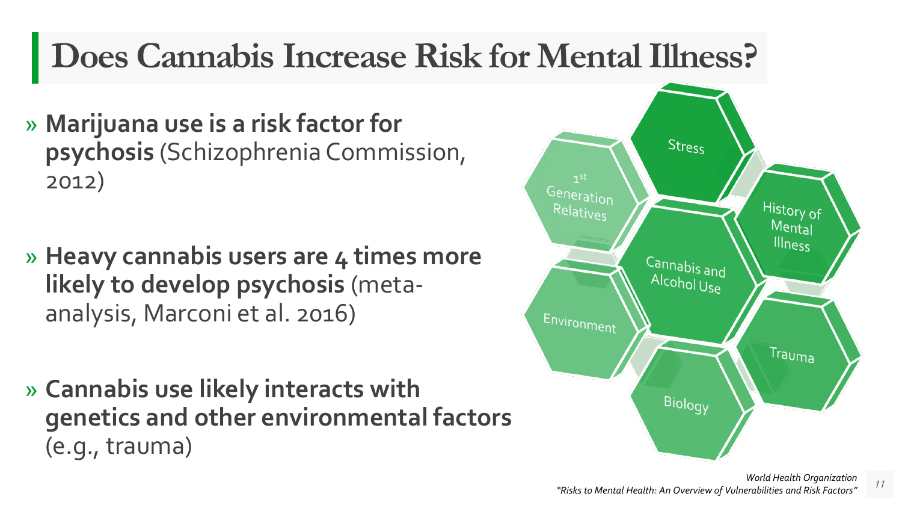# Does Cannabis Increase Risk for Mental Illness?

- **Marijuana use is a risk factor for psychosis** (Schizophrenia Commission, 2012)
- **Heavy cannabis users are 4 times more likely to develop psychosis** (meta-analysis, Marconi et al. 2016)
- **Cannabis use likely interacts with genetics and other environmental factors** (e.g., trauma)

Stress

1st Generation Relatives

History of Mental Illness

Cannabis and Alcohol Use

Environment

Trauma

Biology

*World Health Organization*
*"Risks to Mental Health: An Overview of Vulnerabilities and Risk Factors"*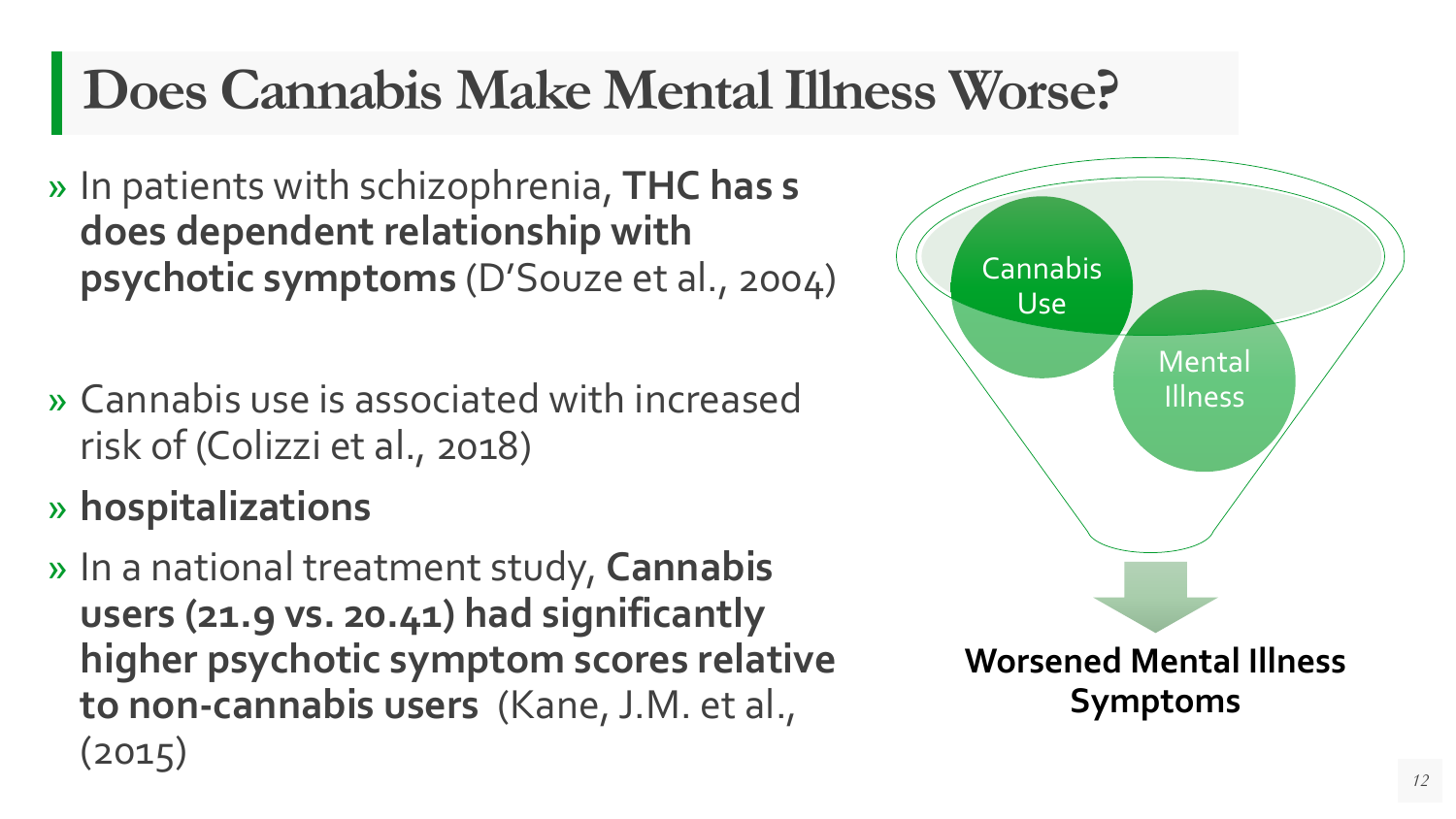# Does Cannabis Make Mental Illness Worse?

- In patients with schizophrenia, **THC has s does dependent relationship with psychotic symptoms** (D'Souze et al., 2004)

- Cannabis use is associated with increased risk of (Colizzi et al., 2018)
- **hospitalizations**
- In a national treatment study, **Cannabis users (21.9 vs. 20.41) had significantly higher psychotic symptom scores relative to non-cannabis users** (Kane, J.M. et al., (2015)

Cannabis Use

Mental Illness

**Worsened Mental Illness Symptoms**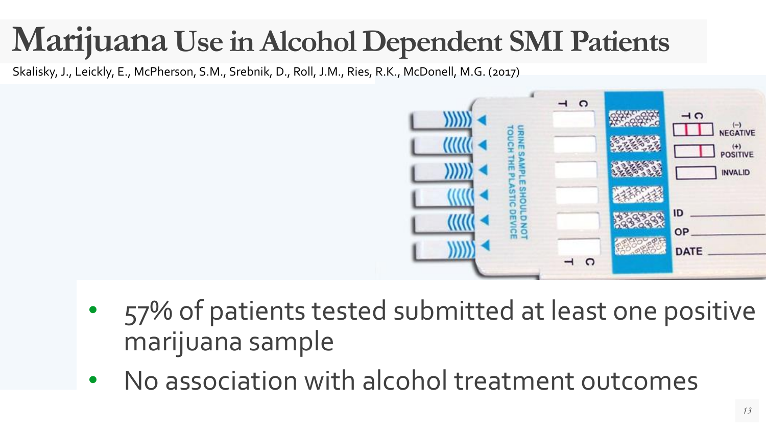# Marijuana Use in Alcohol Dependent SMI Patients

Skalisky, J., Leickly, E., McPherson, S.M., Srebnik, D., Roll, J.M., Ries, R.K., McDonell, M.G. (2017)

- 57% of patients tested submitted at least one positive marijuana sample
- No association with alcohol treatment outcomes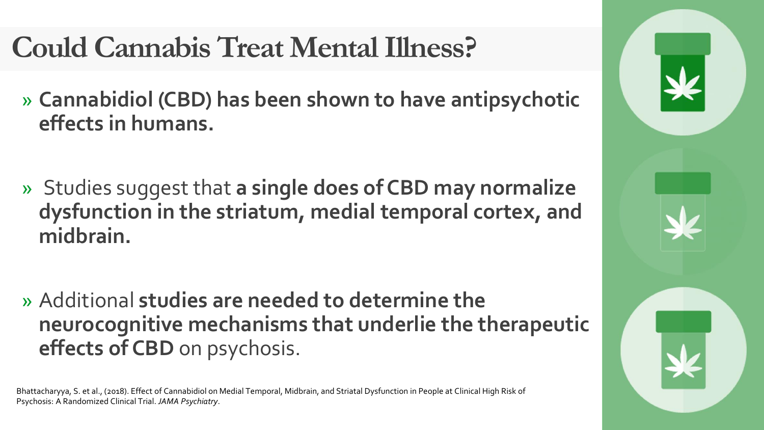# Could Cannabis Treat Mental Illness?

- **Cannabidiol (CBD) has been shown to have antipsychotic effects in humans.**

- Studies suggest that **a single does of CBD may normalize dysfunction in the striatum, medial temporal cortex, and midbrain.**

- Additional **studies are needed to determine the neurocognitive mechanisms that underlie the therapeutic effects of CBD** on psychosis.

Bhattacharyya, S. et al., (2018). Effect of Cannabidiol on Medial Temporal, Midbrain, and Striatal Dysfunction in People at Clinical High Risk of Psychosis: A Randomized Clinical Trial. *JAMA Psychiatry*.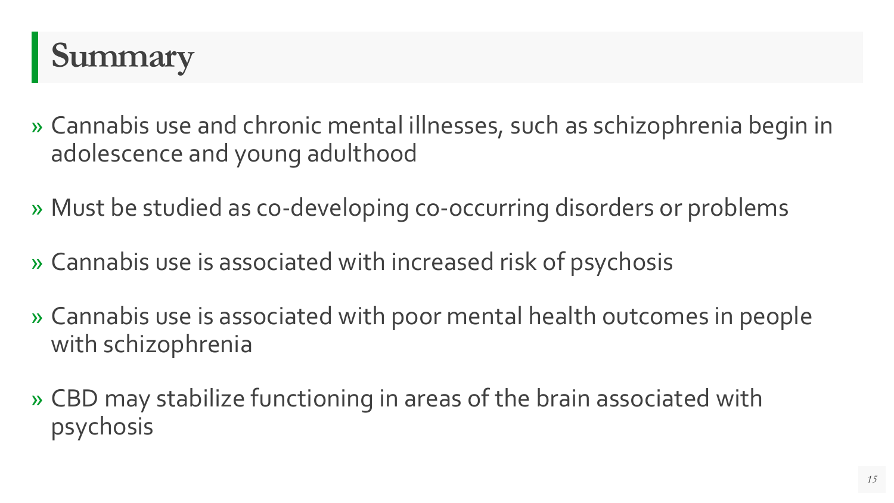# Summary

- Cannabis use and chronic mental illnesses, such as schizophrenia begin in adolescence and young adulthood
- Must be studied as co-developing co-occurring disorders or problems
- Cannabis use is associated with increased risk of psychosis
- Cannabis use is associated with poor mental health outcomes in people with schizophrenia
- CBD may stabilize functioning in areas of the brain associated with psychosis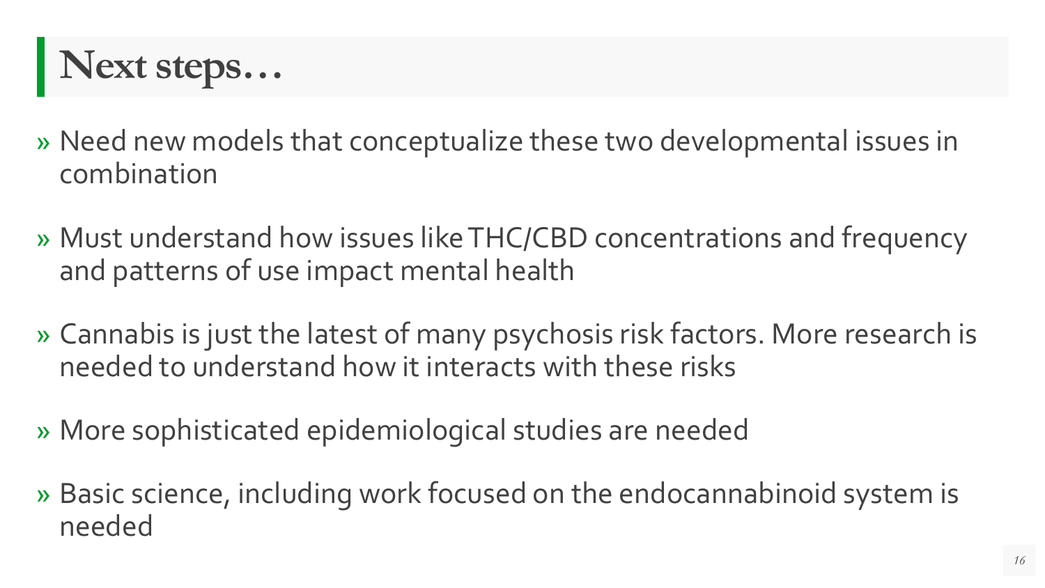# Next steps…

- Need new models that conceptualize these two developmental issues in combination
- Must understand how issues like THC/CBD concentrations and frequency and patterns of use impact mental health
- Cannabis is just the latest of many psychosis risk factors. More research is needed to understand how it interacts with these risks
- More sophisticated epidemiological studies are needed
- Basic science, including work focused on the endocannabinoid system is needed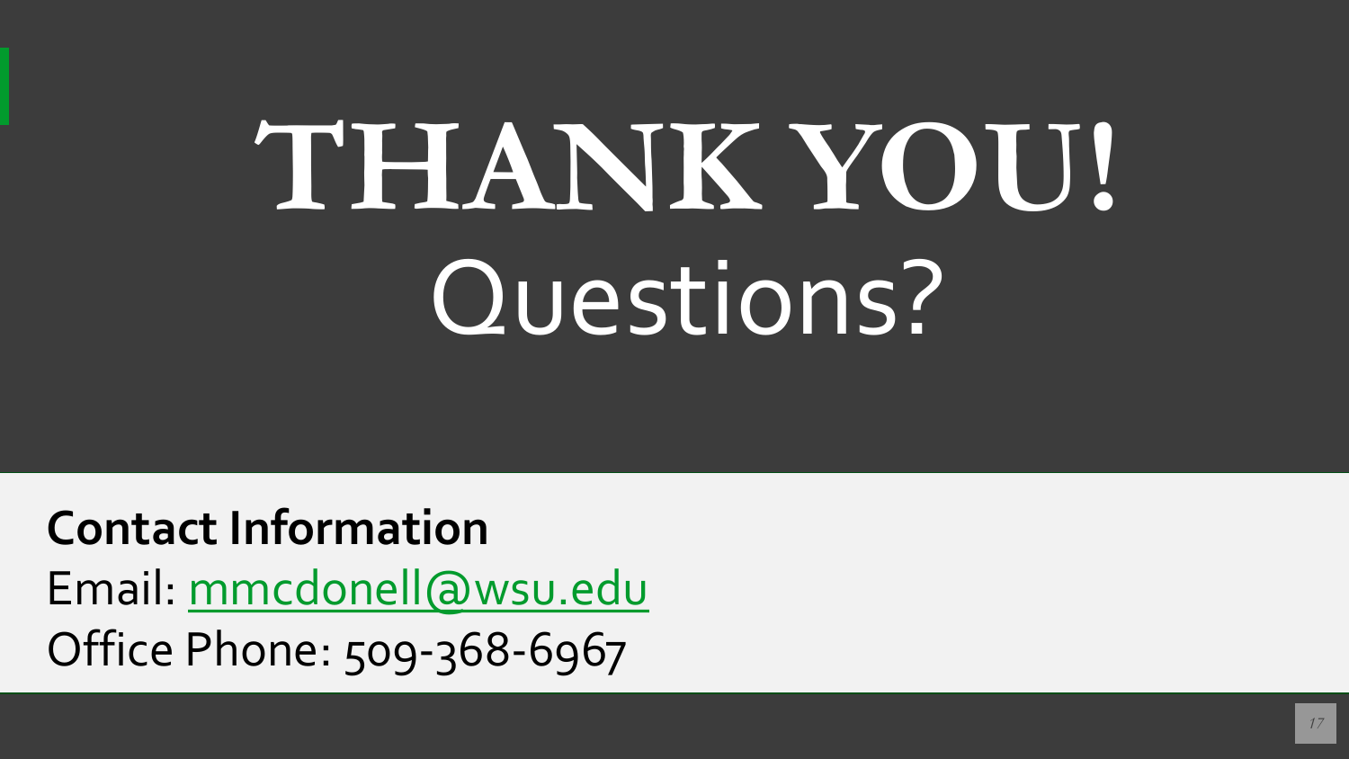# THANK YOU!

# Questions?

**Contact Information**

Email: mmcdonell@wsu.edu

Office Phone: 509-368-6967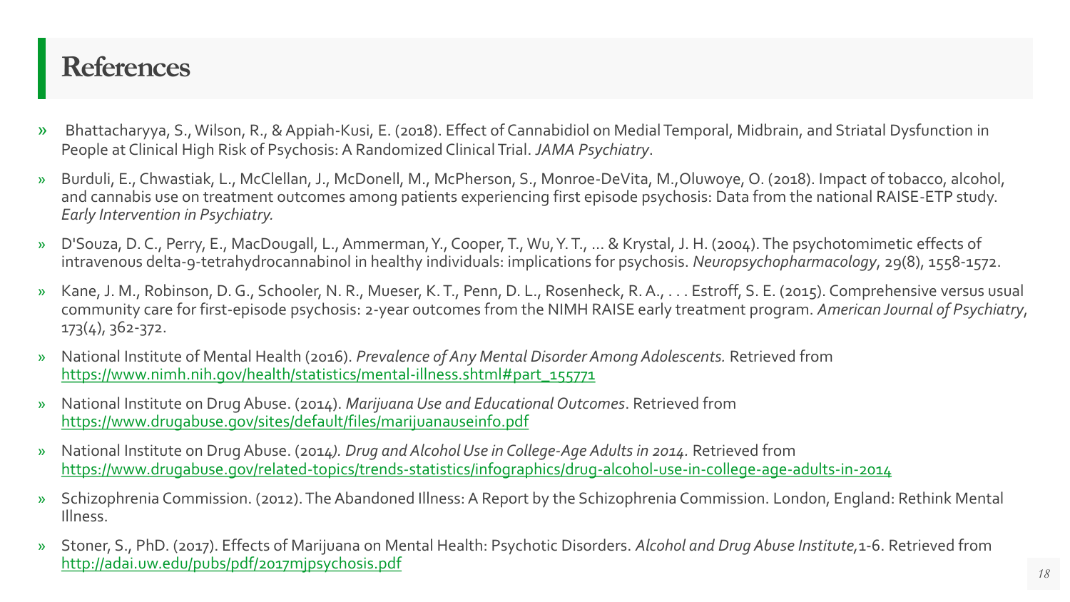# References

- Bhattacharyya, S., Wilson, R., & Appiah-Kusi, E. (2018). Effect of Cannabidiol on Medial Temporal, Midbrain, and Striatal Dysfunction in People at Clinical High Risk of Psychosis: A Randomized Clinical Trial. *JAMA Psychiatry*.
- Burduli, E., Chwastiak, L., McClellan, J., McDonell, M., McPherson, S., Monroe-DeVita, M.,Oluwoye, O. (2018). Impact of tobacco, alcohol, and cannabis use on treatment outcomes among patients experiencing first episode psychosis: Data from the national RAISE-ETP study. *Early Intervention in Psychiatry.*
- D'Souza, D. C., Perry, E., MacDougall, L., Ammerman, Y., Cooper, T., Wu, Y. T., ... & Krystal, J. H. (2004). The psychotomimetic effects of intravenous delta-9-tetrahydrocannabinol in healthy individuals: implications for psychosis. *Neuropsychopharmacology*, 29(8), 1558-1572.
- Kane, J. M., Robinson, D. G., Schooler, N. R., Mueser, K. T., Penn, D. L., Rosenheck, R. A., . . . Estroff, S. E. (2015). Comprehensive versus usual community care for first-episode psychosis: 2-year outcomes from the NIMH RAISE early treatment program. *American Journal of Psychiatry*, 173(4), 362-372.
- National Institute of Mental Health (2016). *Prevalence of Any Mental Disorder Among Adolescents.* Retrieved from https://www.nimh.nih.gov/health/statistics/mental-illness.shtml#part_155771
- National Institute on Drug Abuse. (2014). *Marijuana Use and Educational Outcomes*. Retrieved from https://www.drugabuse.gov/sites/default/files/marijuanauseinfo.pdf
- National Institute on Drug Abuse. (2014*). Drug and Alcohol Use in College-Age Adults in 2014.* Retrieved from https://www.drugabuse.gov/related-topics/trends-statistics/infographics/drug-alcohol-use-in-college-age-adults-in-2014
- Schizophrenia Commission. (2012). The Abandoned Illness: A Report by the Schizophrenia Commission. London, England: Rethink Mental Illness.
- Stoner, S., PhD. (2017). Effects of Marijuana on Mental Health: Psychotic Disorders. *Alcohol and Drug Abuse Institute*,1-6. Retrieved from http://adai.uw.edu/pubs/pdf/2017mjpsychosis.pdf